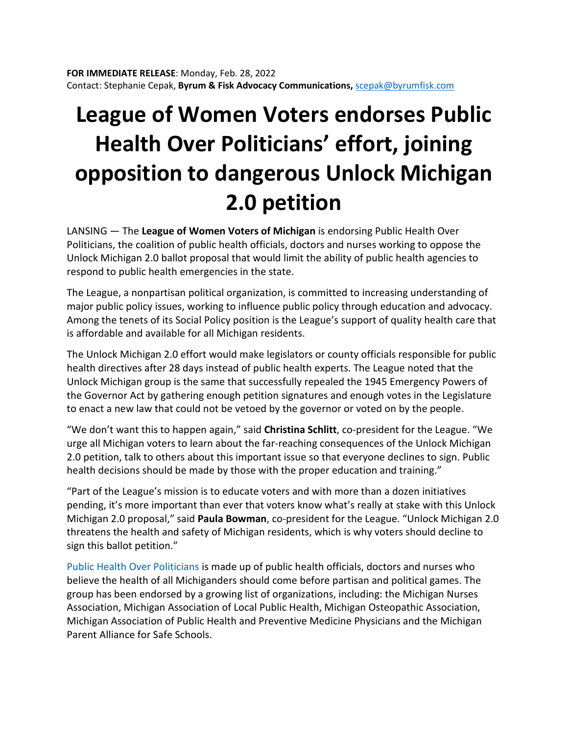**FOR IMMEDIATE RELEASE**: Monday, Feb. 28, 2022
Contact: Stephanie Cepak, **Byrum & Fisk Advocacy Communications,** scepak@byrumfisk.com

# League of Women Voters endorses Public Health Over Politicians' effort, joining opposition to dangerous Unlock Michigan 2.0 petition

LANSING — The **League of Women Voters of Michigan** is endorsing Public Health Over Politicians, the coalition of public health officials, doctors and nurses working to oppose the Unlock Michigan 2.0 ballot proposal that would limit the ability of public health agencies to respond to public health emergencies in the state.

The League, a nonpartisan political organization, is committed to increasing understanding of major public policy issues, working to influence public policy through education and advocacy. Among the tenets of its Social Policy position is the League's support of quality health care that is affordable and available for all Michigan residents.

The Unlock Michigan 2.0 effort would make legislators or county officials responsible for public health directives after 28 days instead of public health experts. The League noted that the Unlock Michigan group is the same that successfully repealed the 1945 Emergency Powers of the Governor Act by gathering enough petition signatures and enough votes in the Legislature to enact a new law that could not be vetoed by the governor or voted on by the people.

"We don't want this to happen again," said **Christina Schlitt**, co-president for the League. "We urge all Michigan voters to learn about the far-reaching consequences of the Unlock Michigan 2.0 petition, talk to others about this important issue so that everyone declines to sign. Public health decisions should be made by those with the proper education and training."

"Part of the League's mission is to educate voters and with more than a dozen initiatives pending, it's more important than ever that voters know what's really at stake with this Unlock Michigan 2.0 proposal," said **Paula Bowman**, co-president for the League. "Unlock Michigan 2.0 threatens the health and safety of Michigan residents, which is why voters should decline to sign this ballot petition."

Public Health Over Politicians is made up of public health officials, doctors and nurses who believe the health of all Michiganders should come before partisan and political games. The group has been endorsed by a growing list of organizations, including: the Michigan Nurses Association, Michigan Association of Local Public Health, Michigan Osteopathic Association, Michigan Association of Public Health and Preventive Medicine Physicians and the Michigan Parent Alliance for Safe Schools.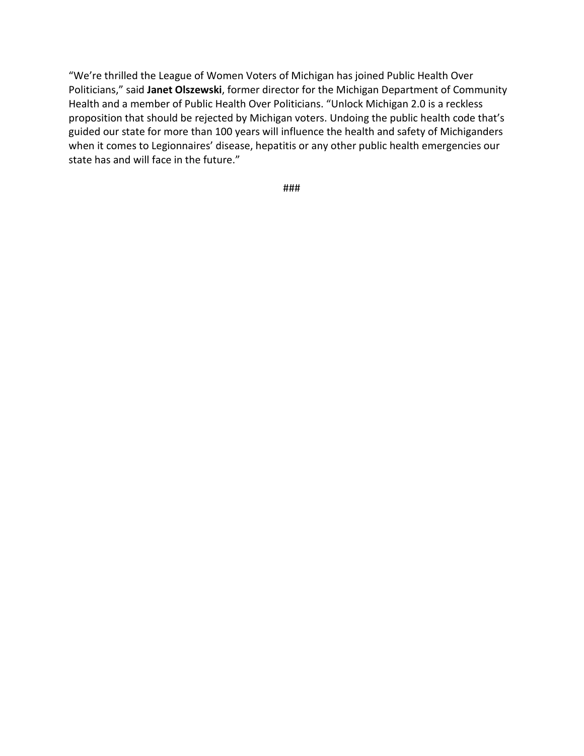“We’re thrilled the League of Women Voters of Michigan has joined Public Health Over Politicians,” said **Janet Olszewski**, former director for the Michigan Department of Community Health and a member of Public Health Over Politicians. “Unlock Michigan 2.0 is a reckless proposition that should be rejected by Michigan voters. Undoing the public health code that’s guided our state for more than 100 years will influence the health and safety of Michiganders when it comes to Legionnaires’ disease, hepatitis or any other public health emergencies our state has and will face in the future.”

###